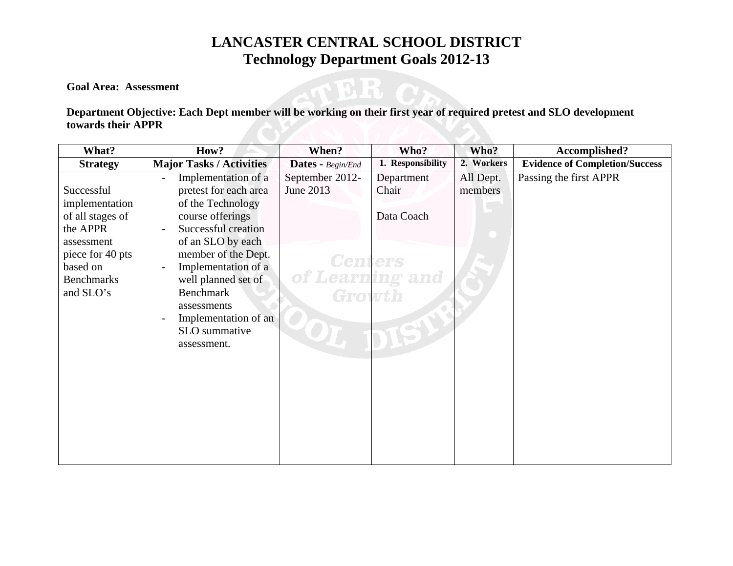# LANCASTER CENTRAL SCHOOL DISTRICT
## Technology Department Goals 2012-13

**Goal Area: Assessment**

**Department Objective: Each Dept member will be working on their first year of required pretest and SLO development towards their APPR**

| What? | How? | When? | Who? | Who? | Accomplished? |
|---|---|---|---|---|---|
| **Strategy** | **Major Tasks / Activities** | **Dates -** *Begin/End* | **1. Responsibility** | **2. Workers** | **Evidence of Completion/Success** |
| Successful implementation of all stages of the APPR assessment piece for 40 pts based on Benchmarks and SLO's | - Implementation of a pretest for each area of the Technology course offerings<br>- Successful creation of an SLO by each member of the Dept.<br>- Implementation of a well planned set of Benchmark assessments<br>- Implementation of an SLO summative assessment. | September 2012-June 2013 | Department Chair<br><br>Data Coach | All Dept. members | Passing the first APPR |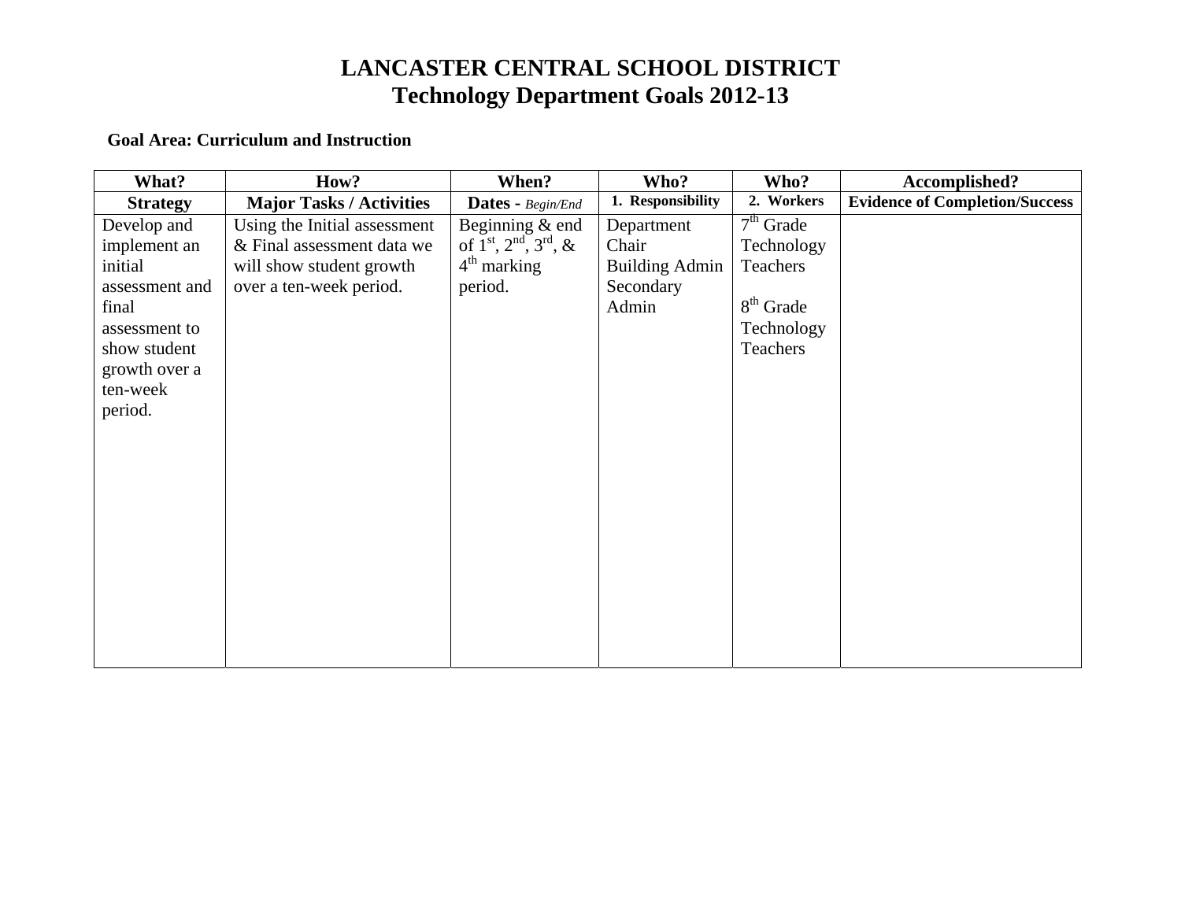# LANCASTER CENTRAL SCHOOL DISTRICT
## Technology Department Goals 2012-13

**Goal Area: Curriculum and Instruction**

| What? | How? | When? | Who? | Who? | Accomplished? |
|---|---|---|---|---|---|
| **Strategy** | **Major Tasks / Activities** | **Dates -** *Begin/End* | **1. Responsibility** | **2. Workers** | **Evidence of Completion/Success** |
| Develop and implement an initial assessment and final assessment to show student growth over a ten-week period. | Using the Initial assessment & Final assessment data we will show student growth over a ten-week period. | Beginning & end of 1st, 2nd, 3rd, & 4th marking period. | Department Chair<br>Building Admin<br>Secondary Admin | 7th Grade Technology Teachers<br><br>8th Grade Technology Teachers | |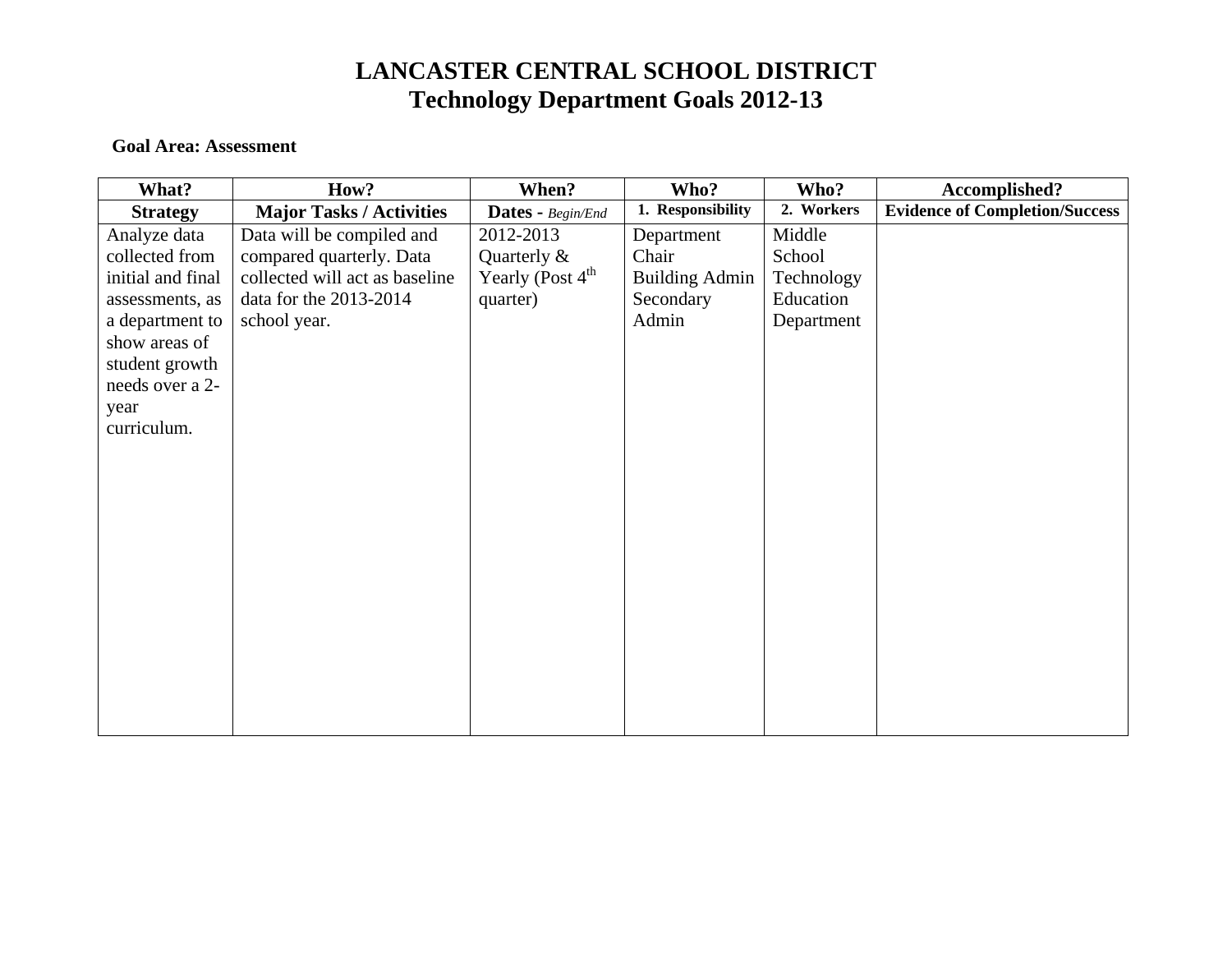# LANCASTER CENTRAL SCHOOL DISTRICT
## Technology Department Goals 2012-13

**Goal Area: Assessment**

| What? | How? | When? | Who? | Who? | Accomplished? |
|---|---|---|---|---|---|
| **Strategy** | **Major Tasks / Activities** | **Dates -** *Begin/End* | **1. Responsibility** | **2. Workers** | **Evidence of Completion/Success** |
| Analyze data collected from initial and final assessments, as a department to show areas of student growth needs over a 2-year curriculum. | Data will be compiled and compared quarterly. Data collected will act as baseline data for the 2013-2014 school year. | 2012-2013 Quarterly & Yearly (Post 4th quarter) | Department Chair Building Admin Secondary Admin | Middle School Technology Education Department | |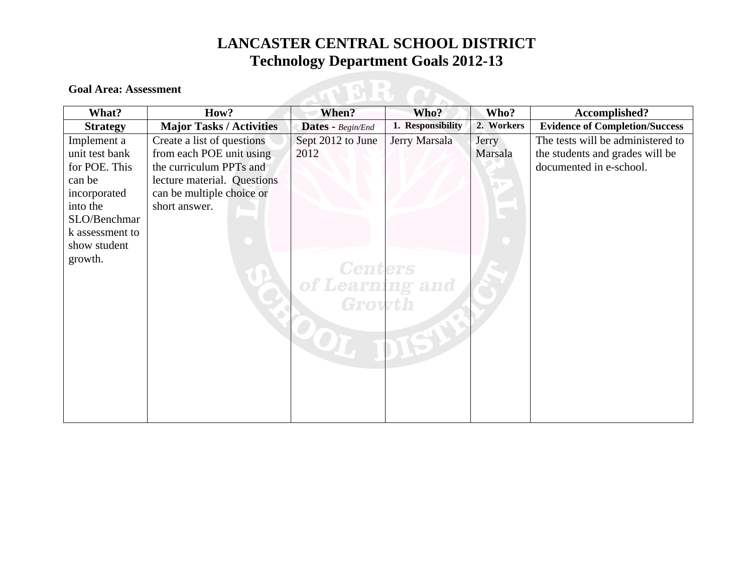# LANCASTER CENTRAL SCHOOL DISTRICT
## Technology Department Goals 2012-13

**Goal Area: Assessment**

| What? | How? | When? | Who? | Who? | Accomplished? |
|---|---|---|---|---|---|
| **Strategy** | **Major Tasks / Activities** | **Dates -** *Begin/End* | **1. Responsibility** | **2. Workers** | **Evidence of Completion/Success** |
| Implement a unit test bank for POE. This can be incorporated into the SLO/Benchmark assessment to show student growth. | Create a list of questions from each POE unit using the curriculum PPTs and lecture material. Questions can be multiple choice or short answer. | Sept 2012 to June 2012 | Jerry Marsala | Jerry Marsala | The tests will be administered to the students and grades will be documented in e-school. |